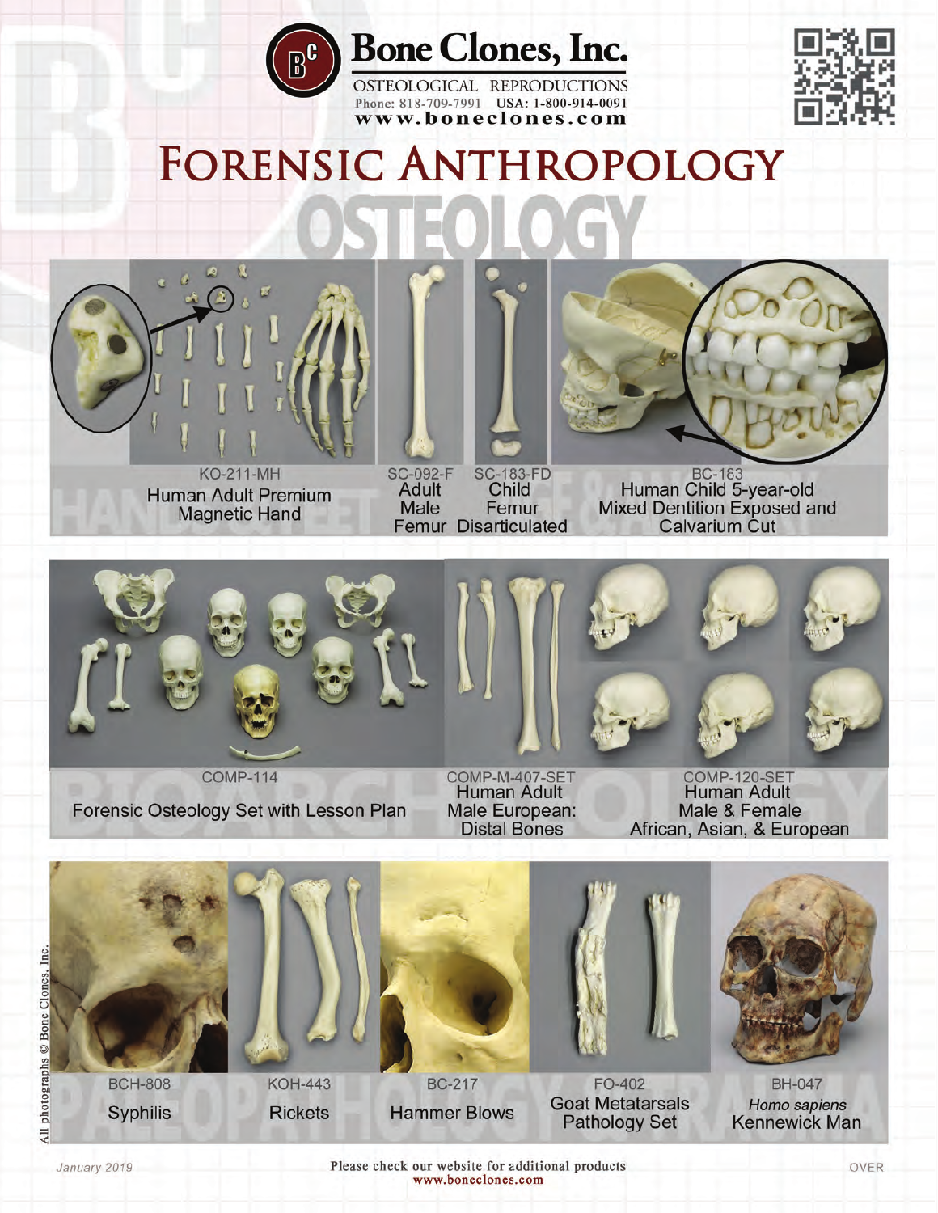# Bone Clones, Inc.

OSTEOLOGICAL REPRODUCTIONS
Phone: 818-709-7991 USA: 1-800-914-0091
www.boneclones.com

# FORENSIC ANTHROPOLOGY

## OSTEOLOGY

KO-211-MH
Human Adult Premium Magnetic Hand

SC-092-F
Adult Male Femur

SC-183-FD
Child Femur Disarticulated

BC-183
Human Child 5-year-old Mixed Dentition Exposed and Calvarium Cut

## BIOARCHAEOLOGY

COMP-114
Forensic Osteology Set with Lesson Plan

COMP-M-407-SET
Human Adult Male European: Distal Bones

COMP-120-SET
Human Adult Male & Female African, Asian, & European

## PALEOPATHOLOGY & TRAUMA

BCH-808
Syphilis

KOH-443
Rickets

BC-217
Hammer Blows

FO-402
Goat Metatarsals Pathology Set

BH-047
*Homo sapiens* Kennewick Man

All photographs © Bone Clones, Inc.

January 2019

Please check our website for additional products
www.boneclones.com

OVER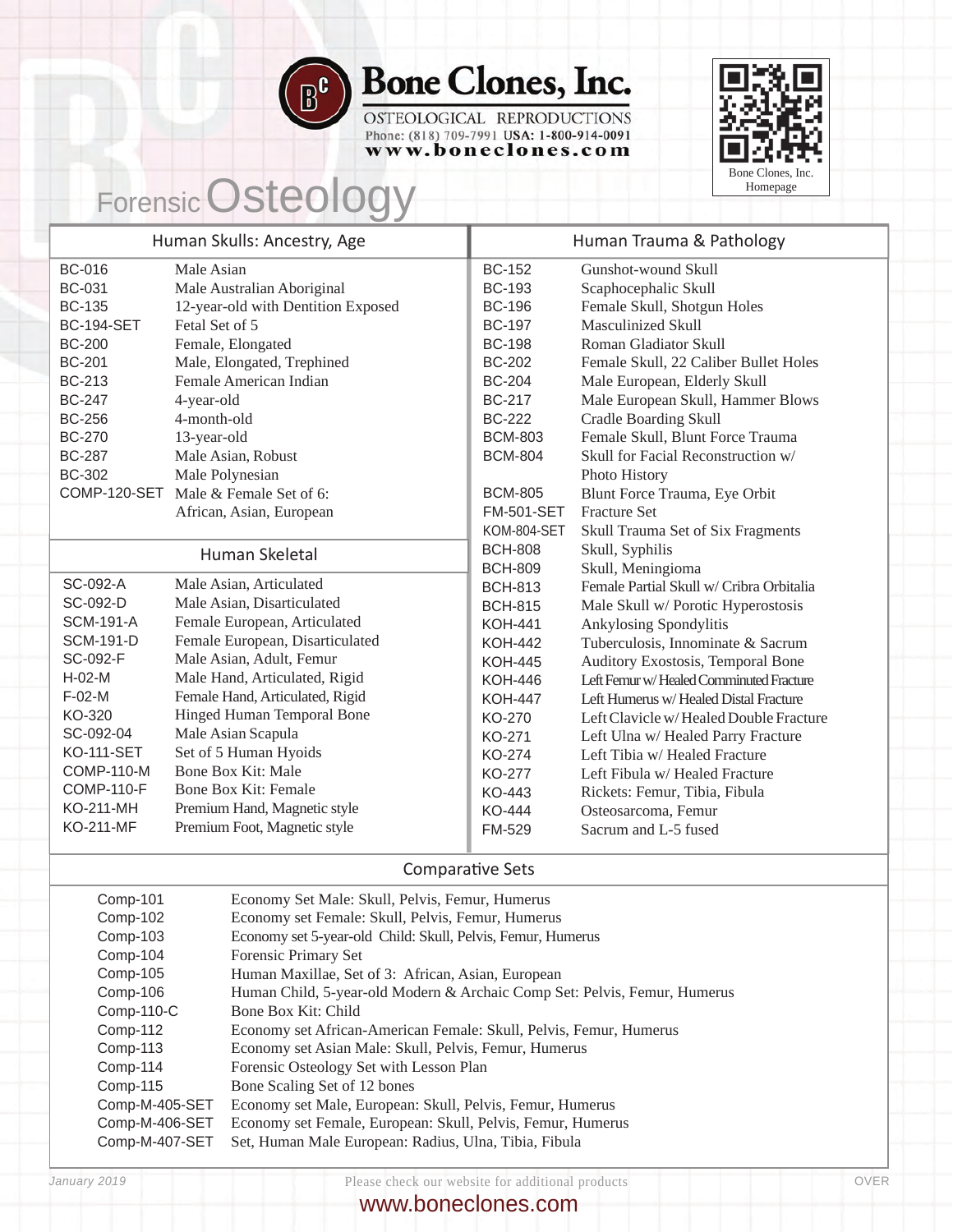# Bone Clones, Inc.

OSTEOLOGICAL REPRODUCTIONS
Phone: (818) 709-7991 USA: 1-800-914-0091
www.boneclones.com

Bone Clones, Inc. Homepage

## Forensic Osteology

### Human Skulls: Ancestry, Age

| | |
|---|---|
| BC-016 | Male Asian |
| BC-031 | Male Australian Aboriginal |
| BC-135 | 12-year-old with Dentition Exposed |
| BC-194-SET | Fetal Set of 5 |
| BC-200 | Female, Elongated |
| BC-201 | Male, Elongated, Trephined |
| BC-213 | Female American Indian |
| BC-247 | 4-year-old |
| BC-256 | 4-month-old |
| BC-270 | 13-year-old |
| BC-287 | Male Asian, Robust |
| BC-302 | Male Polynesian |
| COMP-120-SET | Male & Female Set of 6: African, Asian, European |

### Human Skeletal

| | |
|---|---|
| SC-092-A | Male Asian, Articulated |
| SC-092-D | Male Asian, Disarticulated |
| SCM-191-A | Female European, Articulated |
| SCM-191-D | Female European, Disarticulated |
| SC-092-F | Male Asian, Adult, Femur |
| H-02-M | Male Hand, Articulated, Rigid |
| F-02-M | Female Hand, Articulated, Rigid |
| KO-320 | Hinged Human Temporal Bone |
| SC-092-04 | Male Asian Scapula |
| KO-111-SET | Set of 5 Human Hyoids |
| COMP-110-M | Bone Box Kit: Male |
| COMP-110-F | Bone Box Kit: Female |
| KO-211-MH | Premium Hand, Magnetic style |
| KO-211-MF | Premium Foot, Magnetic style |

### Human Trauma & Pathology

| | |
|---|---|
| BC-152 | Gunshot-wound Skull |
| BC-193 | Scaphocephalic Skull |
| BC-196 | Female Skull, Shotgun Holes |
| BC-197 | Masculinized Skull |
| BC-198 | Roman Gladiator Skull |
| BC-202 | Female Skull, 22 Caliber Bullet Holes |
| BC-204 | Male European, Elderly Skull |
| BC-217 | Male European Skull, Hammer Blows |
| BC-222 | Cradle Boarding Skull |
| BCM-803 | Female Skull, Blunt Force Trauma |
| BCM-804 | Skull for Facial Reconstruction w/ Photo History |
| BCM-805 | Blunt Force Trauma, Eye Orbit |
| FM-501-SET | Fracture Set |
| KOM-804-SET | Skull Trauma Set of Six Fragments |
| BCH-808 | Skull, Syphilis |
| BCH-809 | Skull, Meningioma |
| BCH-813 | Female Partial Skull w/ Cribra Orbitalia |
| BCH-815 | Male Skull w/ Porotic Hyperostosis |
| KOH-441 | Ankylosing Spondylitis |
| KOH-442 | Tuberculosis, Innominate & Sacrum |
| KOH-445 | Auditory Exostosis, Temporal Bone |
| KOH-446 | Left Femur w/ Healed Comminuted Fracture |
| KOH-447 | Left Humerus w/ Healed Distal Fracture |
| KO-270 | Left Clavicle w/ Healed Double Fracture |
| KO-271 | Left Ulna w/ Healed Parry Fracture |
| KO-274 | Left Tibia w/ Healed Fracture |
| KO-277 | Left Fibula w/ Healed Fracture |
| KO-443 | Rickets: Femur, Tibia, Fibula |
| KO-444 | Osteosarcoma, Femur |
| FM-529 | Sacrum and L-5 fused |

### Comparative Sets

| | |
|---|---|
| Comp-101 | Economy Set Male: Skull, Pelvis, Femur, Humerus |
| Comp-102 | Economy set Female: Skull, Pelvis, Femur, Humerus |
| Comp-103 | Economy set 5-year-old Child: Skull, Pelvis, Femur, Humerus |
| Comp-104 | Forensic Primary Set |
| Comp-105 | Human Maxillae, Set of 3: African, Asian, European |
| Comp-106 | Human Child, 5-year-old Modern & Archaic Comp Set: Pelvis, Femur, Humerus |
| Comp-110-C | Bone Box Kit: Child |
| Comp-112 | Economy set African-American Female: Skull, Pelvis, Femur, Humerus |
| Comp-113 | Economy set Asian Male: Skull, Pelvis, Femur, Humerus |
| Comp-114 | Forensic Osteology Set with Lesson Plan |
| Comp-115 | Bone Scaling Set of 12 bones |
| Comp-M-405-SET | Economy set Male, European: Skull, Pelvis, Femur, Humerus |
| Comp-M-406-SET | Economy set Female, European: Skull, Pelvis, Femur, Humerus |
| Comp-M-407-SET | Set, Human Male European: Radius, Ulna, Tibia, Fibula |

*January 2019*

Please check our website for additional products

www.boneclones.com

OVER